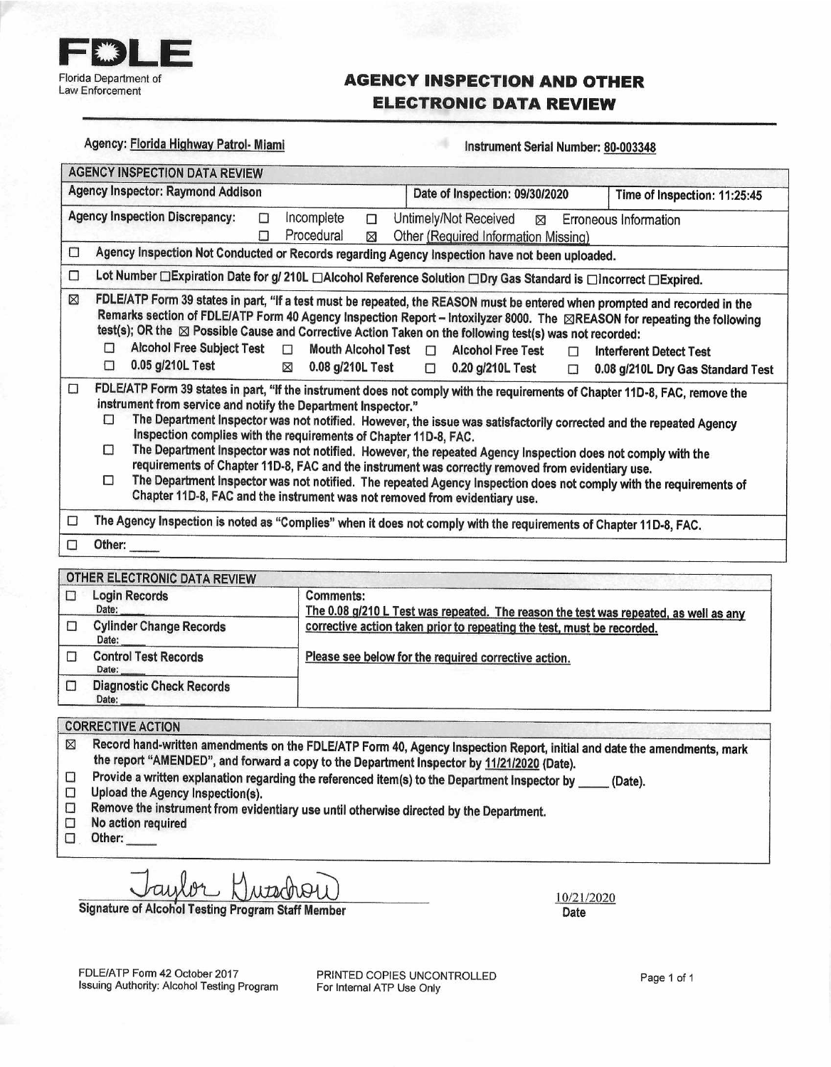**FDLE**
Florida Department of Law Enforcement

# AGENCY INSPECTION AND OTHER ELECTRONIC DATA REVIEW

Agency: Florida Highway Patrol- Miami

Instrument Serial Number: 80-003348

## AGENCY INSPECTION DATA REVIEW

| Agency Inspector: Raymond Addison | Date of Inspection: 09/30/2020 | Time of Inspection: 11:25:45 |
|---|---|---|

**Agency Inspection Discrepancy:** ☐ Incomplete ☐ Untimely/Not Received ☒ Erroneous Information ☐ Procedural ☒ Other (Required Information Missing)

☐ Agency Inspection Not Conducted or Records regarding Agency Inspection have not been uploaded.

☐ Lot Number ☐Expiration Date for g/ 210L ☐Alcohol Reference Solution ☐Dry Gas Standard is ☐Incorrect ☐Expired.

☒ FDLE/ATP Form 39 states in part, "If a test must be repeated, the REASON must be entered when prompted and recorded in the Remarks section of FDLE/ATP Form 40 Agency Inspection Report – Intoxilyzer 8000. The ☒REASON for repeating the following test(s); OR the ☒ Possible Cause and Corrective Action Taken on the following test(s) was not recorded:

- ☐ Alcohol Free Subject Test ☐ Mouth Alcohol Test ☐ Alcohol Free Test ☐ Interferent Detect Test
- ☐ 0.05 g/210L Test ☒ 0.08 g/210L Test ☐ 0.20 g/210L Test ☐ 0.08 g/210L Dry Gas Standard Test

☐ FDLE/ATP Form 39 states in part, "If the instrument does not comply with the requirements of Chapter 11D-8, FAC, remove the instrument from service and notify the Department Inspector."

- ☐ The Department Inspector was not notified. However, the issue was satisfactorily corrected and the repeated Agency Inspection complies with the requirements of Chapter 11D-8, FAC.
- ☐ The Department Inspector was not notified. However, the repeated Agency Inspection does not comply with the requirements of Chapter 11D-8, FAC and the instrument was correctly removed from evidentiary use.
- ☐ The Department Inspector was not notified. The repeated Agency Inspection does not comply with the requirements of Chapter 11D-8, FAC and the instrument was not removed from evidentiary use.

☐ The Agency Inspection is noted as "Complies" when it does not comply with the requirements of Chapter 11D-8, FAC.

☐ Other: _____

## OTHER ELECTRONIC DATA REVIEW

| Records | Comments: |
|---|---|
| ☐ Login Records Date: _____ | The 0.08 g/210 L Test was repeated. The reason the test was repeated, as well as any corrective action taken prior to repeating the test, must be recorded. |
| ☐ Cylinder Change Records Date: _____ | |
| ☐ Control Test Records Date: _____ | Please see below for the required corrective action. |
| ☐ Diagnostic Check Records Date: _____ | |

## CORRECTIVE ACTION

☒ Record hand-written amendments on the FDLE/ATP Form 40, Agency Inspection Report, initial and date the amendments, mark the report "AMENDED", and forward a copy to the Department Inspector by 11/21/2020 (Date).

☐ Provide a written explanation regarding the referenced item(s) to the Department Inspector by _____ (Date).

☐ Upload the Agency Inspection(s).

☐ Remove the instrument from evidentiary use until otherwise directed by the Department.

☐ No action required

☐ Other: _____

Taylor Kurochkin (signature)
Signature of Alcohol Testing Program Staff Member

10/21/2020
Date

FDLE/ATP Form 42 October 2017
Issuing Authority: Alcohol Testing Program

PRINTED COPIES UNCONTROLLED
For Internal ATP Use Only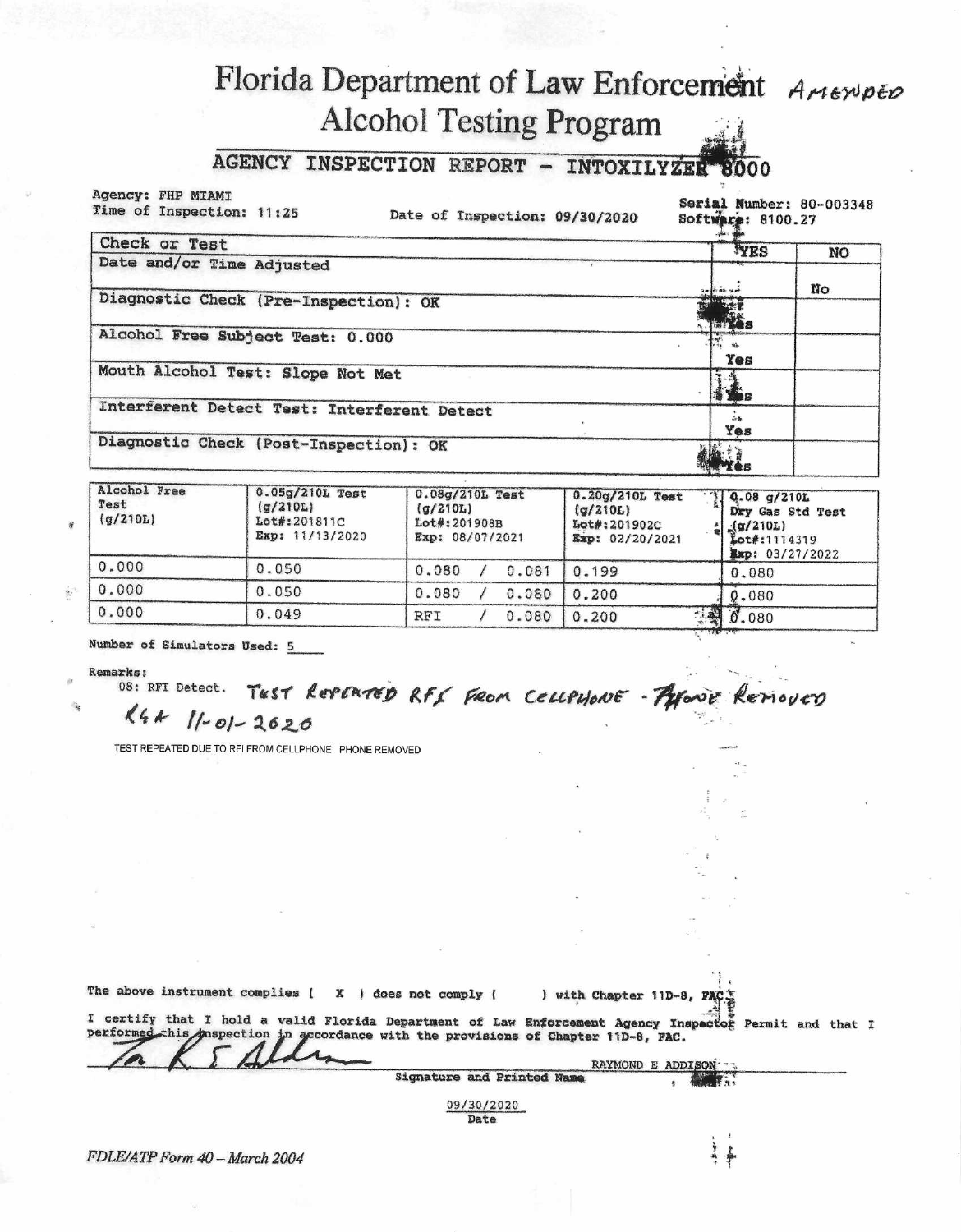# Florida Department of Law Enforcement *AMENDED*
## Alcohol Testing Program

### AGENCY INSPECTION REPORT - INTOXILYZER 8000

Agency: FHP MIAMI
Time of Inspection: 11:25 Date of Inspection: 09/30/2020 Serial Number: 80-003348
Software: 8100.27

| Check or Test | YES | NO |
|---|---|---|
| Date and/or Time Adjusted | | No |
| Diagnostic Check (Pre-Inspection): OK | Yes | |
| Alcohol Free Subject Test: 0.000 | Yes | |
| Mouth Alcohol Test: Slope Not Met | Yes | |
| Interferent Detect Test: Interferent Detect | Yes | |
| Diagnostic Check (Post-Inspection): OK | Yes | |

| Alcohol Free Test (g/210L) | 0.05g/210L Test (g/210L) Lot#:201811C Exp: 11/13/2020 | 0.08g/210L Test (g/210L) Lot#:201908B Exp: 08/07/2021 | 0.20g/210L Test (g/210L) Lot#:201902C Exp: 02/20/2021 | 0.08 g/210L Dry Gas Std Test (g/210L) Lot#:1114319 Exp: 03/27/2022 |
|---|---|---|---|---|
| 0.000 | 0.050 | 0.080 / 0.081 | 0.199 | 0.080 |
| 0.000 | 0.050 | 0.080 / 0.080 | 0.200 | 0.080 |
| 0.000 | 0.049 | RFI / 0.080 | 0.200 | 0.080 |

Number of Simulators Used: 5

Remarks:
08: RFI Detect. *TEST REPEATED RFI FROM CELLPHONE - PHONE REMOVED*
*REA 11-01-2020*

TEST REPEATED DUE TO RFI FROM CELLPHONE PHONE REMOVED

The above instrument complies ( X ) does not comply ( ) with Chapter 11D-8, FAC.

I certify that I hold a valid Florida Department of Law Enforcement Agency Inspector Permit and that I performed this inspection in accordance with the provisions of Chapter 11D-8, FAC.

RAYMOND E ADDISON
Signature and Printed Name

09/30/2020
Date

FDLE/ATP Form 40 – March 2004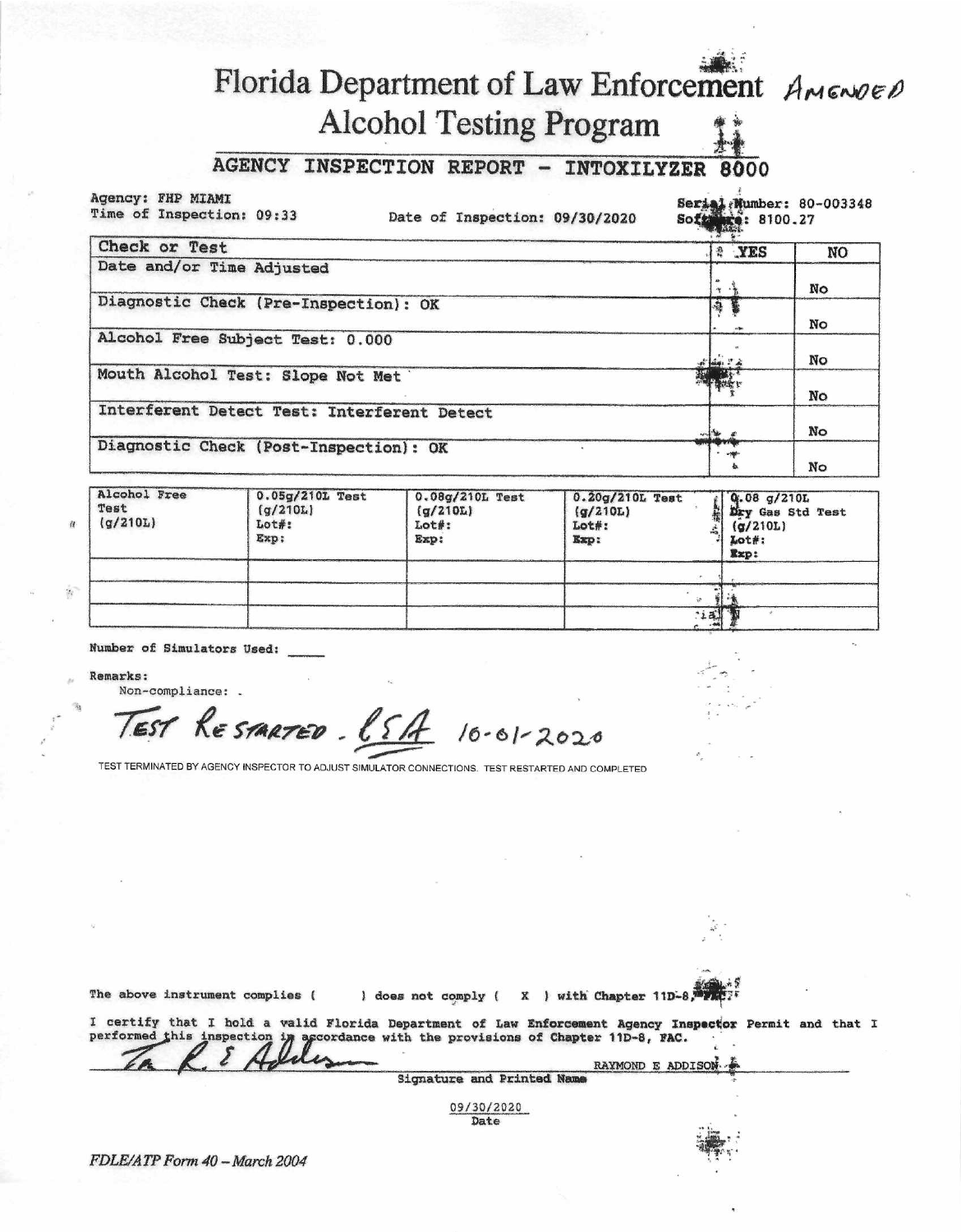# Florida Department of Law Enforcement *AMENDED*
## Alcohol Testing Program

### AGENCY INSPECTION REPORT - INTOXILYZER 8000

Agency: FHP MIAMI
Time of Inspection: 09:33
Date of Inspection: 09/30/2020
Serial Number: 80-003348
Software: 8100.27

| Check or Test | YES | NO |
|---|---|---|
| Date and/or Time Adjusted | | No |
| Diagnostic Check (Pre-Inspection): OK | | No |
| Alcohol Free Subject Test: 0.000 | | No |
| Mouth Alcohol Test: Slope Not Met | | No |
| Interferent Detect Test: Interferent Detect | | No |
| Diagnostic Check (Post-Inspection): OK | | No |

| Alcohol Free Test (g/210L) | 0.05g/210L Test (g/210L) Lot#: Exp: | 0.08g/210L Test (g/210L) Lot#: Exp: | 0.20g/210L Test (g/210L) Lot#: Exp: | 0.08 g/210L Dry Gas Std Test (g/210L) Lot#: Exp: |
|---|---|---|---|---|
| | | | | |
| | | | | |
| | | | | |

Number of Simulators Used: ____

Remarks:
Non-compliance: .

*TEST RESTARTED - ESA 10-01-2020*

TEST TERMINATED BY AGENCY INSPECTOR TO ADJUST SIMULATOR CONNECTIONS. TEST RESTARTED AND COMPLETED

The above instrument complies ( ) does not comply ( X ) with Chapter 11D-8, FAC.

I certify that I hold a valid Florida Department of Law Enforcement Agency Inspector Permit and that I performed this inspection in accordance with the provisions of Chapter 11D-8, FAC.

*R. E. Addison* RAYMOND E ADDISON
Signature and Printed Name

09/30/2020
Date

*FDLE/ATP Form 40 – March 2004*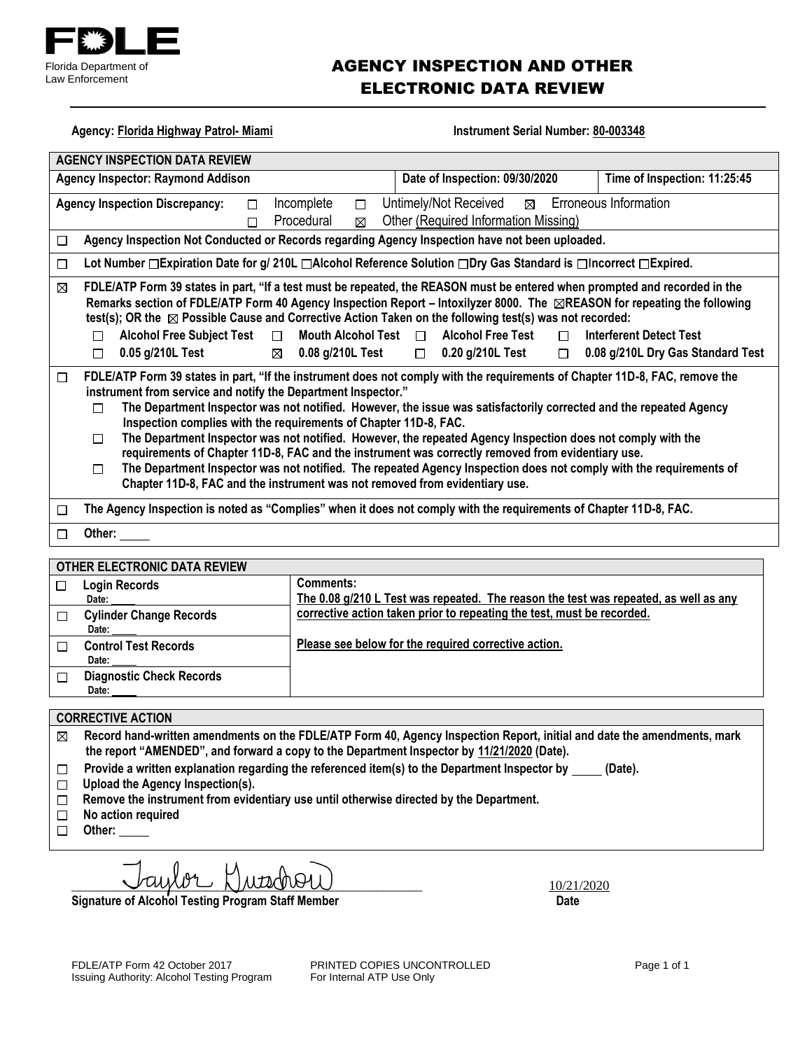FDLE

Florida Department of Law Enforcement

# AGENCY INSPECTION AND OTHER ELECTRONIC DATA REVIEW

**Agency: Florida Highway Patrol- Miami** **Instrument Serial Number: 80-003348**

## AGENCY INSPECTION DATA REVIEW

| | | |
|---|---|---|
| **Agency Inspector: Raymond Addison** | **Date of Inspection: 09/30/2020** | **Time of Inspection: 11:25:45** |

**Agency Inspection Discrepancy:** ☐ Incomplete ☐ Untimely/Not Received ☒ Erroneous Information ☐ Procedural ☒ Other (Required Information Missing)

☐ **Agency Inspection Not Conducted or Records regarding Agency Inspection have not been uploaded.**

☐ **Lot Number ☐Expiration Date for g/ 210L ☐Alcohol Reference Solution ☐Dry Gas Standard is ☐Incorrect ☐Expired.**

☒ **FDLE/ATP Form 39 states in part, "If a test must be repeated, the REASON must be entered when prompted and recorded in the Remarks section of FDLE/ATP Form 40 Agency Inspection Report – Intoxilyzer 8000. The ☒REASON for repeating the following test(s); OR the ☒ Possible Cause and Corrective Action Taken on the following test(s) was not recorded:**

- ☐ **Alcohol Free Subject Test** ☐ **Mouth Alcohol Test** ☐ **Alcohol Free Test** ☐ **Interferent Detect Test**
- ☐ **0.05 g/210L Test** ☒ **0.08 g/210L Test** ☐ **0.20 g/210L Test** ☐ **0.08 g/210L Dry Gas Standard Test**

☐ **FDLE/ATP Form 39 states in part, "If the instrument does not comply with the requirements of Chapter 11D-8, FAC, remove the instrument from service and notify the Department Inspector."**

- ☐ **The Department Inspector was not notified. However, the issue was satisfactorily corrected and the repeated Agency Inspection complies with the requirements of Chapter 11D-8, FAC.**
- ☐ **The Department Inspector was not notified. However, the repeated Agency Inspection does not comply with the requirements of Chapter 11D-8, FAC and the instrument was correctly removed from evidentiary use.**
- ☐ **The Department Inspector was not notified. The repeated Agency Inspection does not comply with the requirements of Chapter 11D-8, FAC and the instrument was not removed from evidentiary use.**

☐ **The Agency Inspection is noted as "Complies" when it does not comply with the requirements of Chapter 11D-8, FAC.**

☐ **Other:** _____

## OTHER ELECTRONIC DATA REVIEW

| | |
|---|---|
| ☐ **Login Records** Date: _____ | **Comments:** The 0.08 g/210 L Test was repeated. The reason the test was repeated, as well as any corrective action taken prior to repeating the test, must be recorded. Please see below for the required corrective action. |
| ☐ **Cylinder Change Records** Date: _____ | |
| ☐ **Control Test Records** Date: _____ | |
| ☐ **Diagnostic Check Records** Date: _____ | |

## CORRECTIVE ACTION

☒ **Record hand-written amendments on the FDLE/ATP Form 40, Agency Inspection Report, initial and date the amendments, mark the report "AMENDED", and forward a copy to the Department Inspector by 11/21/2020 (Date).**

☐ **Provide a written explanation regarding the referenced item(s) to the Department Inspector by _____ (Date).**

☐ **Upload the Agency Inspection(s).**

☐ **Remove the instrument from evidentiary use until otherwise directed by the Department.**

☐ **No action required**

☐ **Other:** _____

Taylor Kutschow — 10/21/2020

**Signature of Alcohol Testing Program Staff Member** **Date**

FDLE/ATP Form 42 October 2017
Issuing Authority: Alcohol Testing Program

PRINTED COPIES UNCONTROLLED
For Internal ATP Use Only